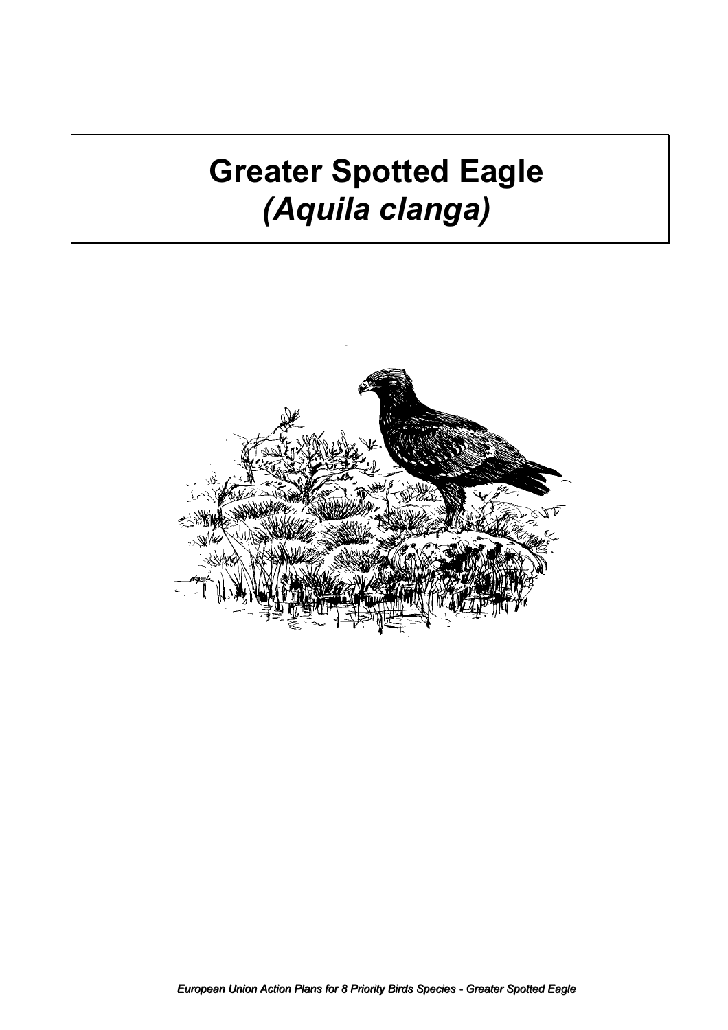# Greater Spotted Eagle
# *(Aquila clanga)*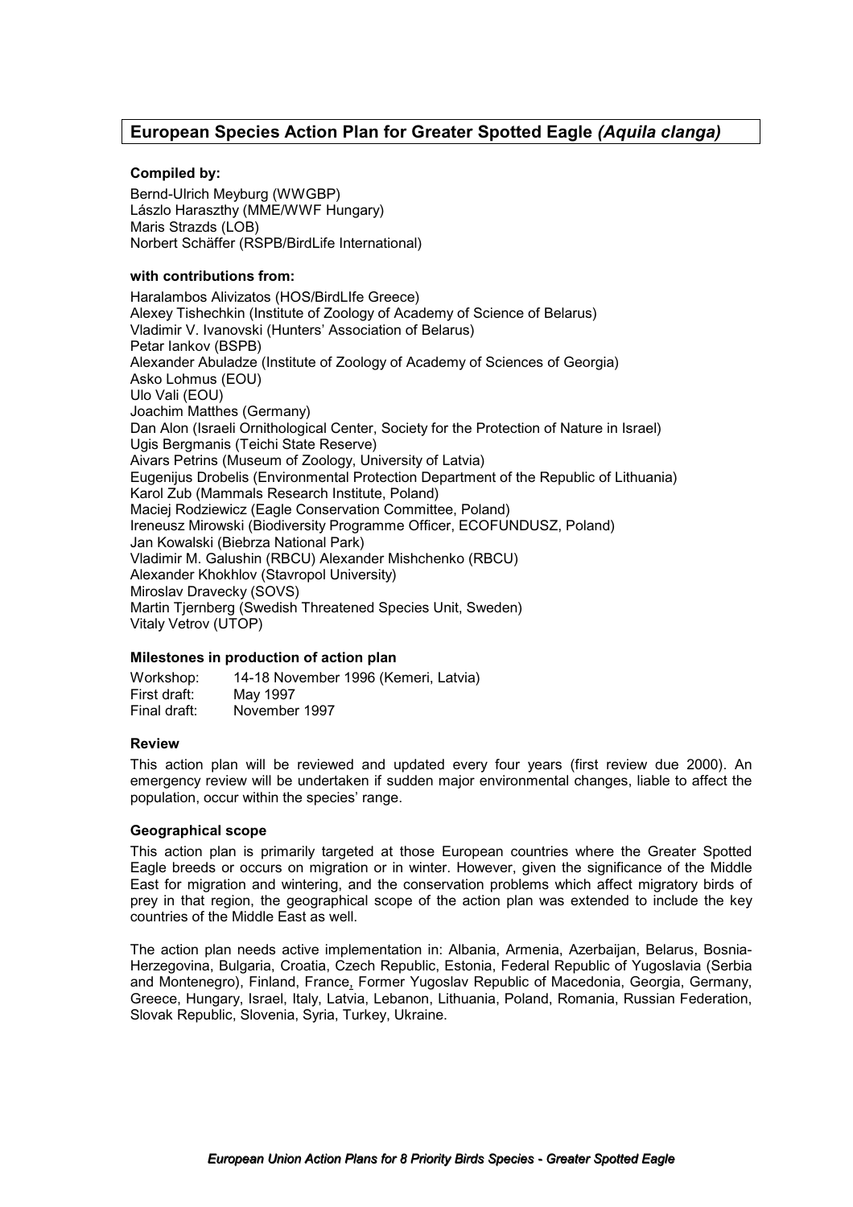# European Species Action Plan for Greater Spotted Eagle *(Aquila clanga)*

**Compiled by:**

Bernd-Ulrich Meyburg (WWGBP)
Lászlo Haraszthy (MME/WWF Hungary)
Maris Strazds (LOB)
Norbert Schäffer (RSPB/BirdLife International)

**with contributions from:**

Haralambos Alivizatos (HOS/BirdLIfe Greece)
Alexey Tishechkin (Institute of Zoology of Academy of Science of Belarus)
Vladimir V. Ivanovski (Hunters' Association of Belarus)
Petar Iankov (BSPB)
Alexander Abuladze (Institute of Zoology of Academy of Sciences of Georgia)
Asko Lohmus (EOU)
Ulo Vali (EOU)
Joachim Matthes (Germany)
Dan Alon (Israeli Ornithological Center, Society for the Protection of Nature in Israel)
Ugis Bergmanis (Teichi State Reserve)
Aivars Petrins (Museum of Zoology, University of Latvia)
Eugenijus Drobelis (Environmental Protection Department of the Republic of Lithuania)
Karol Zub (Mammals Research Institute, Poland)
Maciej Rodziewicz (Eagle Conservation Committee, Poland)
Ireneusz Mirowski (Biodiversity Programme Officer, ECOFUNDUSZ, Poland)
Jan Kowalski (Biebrza National Park)
Vladimir M. Galushin (RBCU) Alexander Mishchenko (RBCU)
Alexander Khokhlov (Stavropol University)
Miroslav Dravecky (SOVS)
Martin Tjernberg (Swedish Threatened Species Unit, Sweden)
Vitaly Vetrov (UTOP)

**Milestones in production of action plan**

Workshop: 14-18 November 1996 (Kemeri, Latvia)
First draft: May 1997
Final draft: November 1997

**Review**

This action plan will be reviewed and updated every four years (first review due 2000). An emergency review will be undertaken if sudden major environmental changes, liable to affect the population, occur within the species' range.

**Geographical scope**

This action plan is primarily targeted at those European countries where the Greater Spotted Eagle breeds or occurs on migration or in winter. However, given the significance of the Middle East for migration and wintering, and the conservation problems which affect migratory birds of prey in that region, the geographical scope of the action plan was extended to include the key countries of the Middle East as well.

The action plan needs active implementation in: Albania, Armenia, Azerbaijan, Belarus, Bosnia-Herzegovina, Bulgaria, Croatia, Czech Republic, Estonia, Federal Republic of Yugoslavia (Serbia and Montenegro), Finland, France, Former Yugoslav Republic of Macedonia, Georgia, Germany, Greece, Hungary, Israel, Italy, Latvia, Lebanon, Lithuania, Poland, Romania, Russian Federation, Slovak Republic, Slovenia, Syria, Turkey, Ukraine.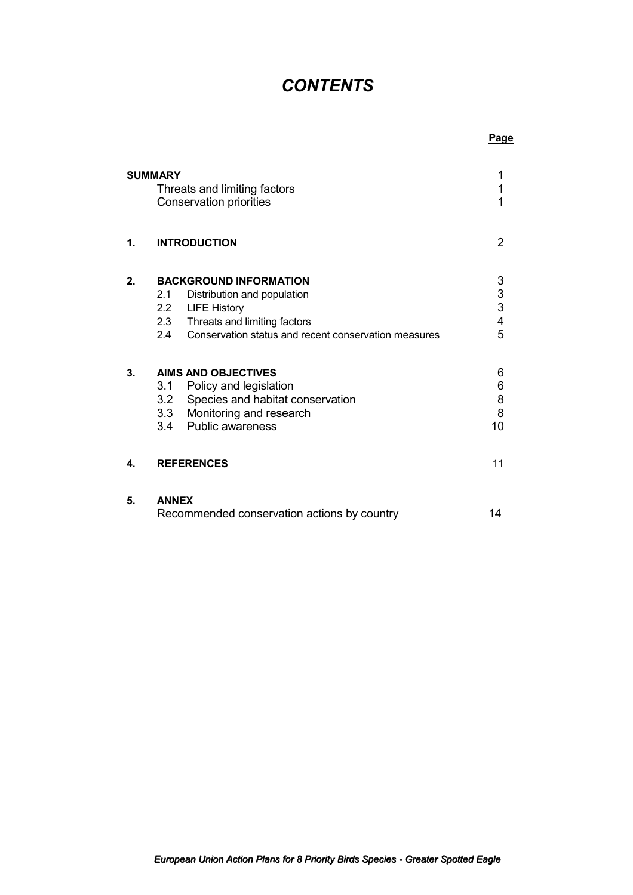# *CONTENTS*

| | Page |
|---|---|
| **SUMMARY** | 1 |
| Threats and limiting factors | 1 |
| Conservation priorities | 1 |
| **1. INTRODUCTION** | 2 |
| **2. BACKGROUND INFORMATION** | 3 |
| 2.1 Distribution and population | 3 |
| 2.2 LIFE History | 3 |
| 2.3 Threats and limiting factors | 4 |
| 2.4 Conservation status and recent conservation measures | 5 |
| **3. AIMS AND OBJECTIVES** | 6 |
| 3.1 Policy and legislation | 6 |
| 3.2 Species and habitat conservation | 8 |
| 3.3 Monitoring and research | 8 |
| 3.4 Public awareness | 10 |
| **4. REFERENCES** | 11 |
| **5. ANNEX** | |
| Recommended conservation actions by country | 14 |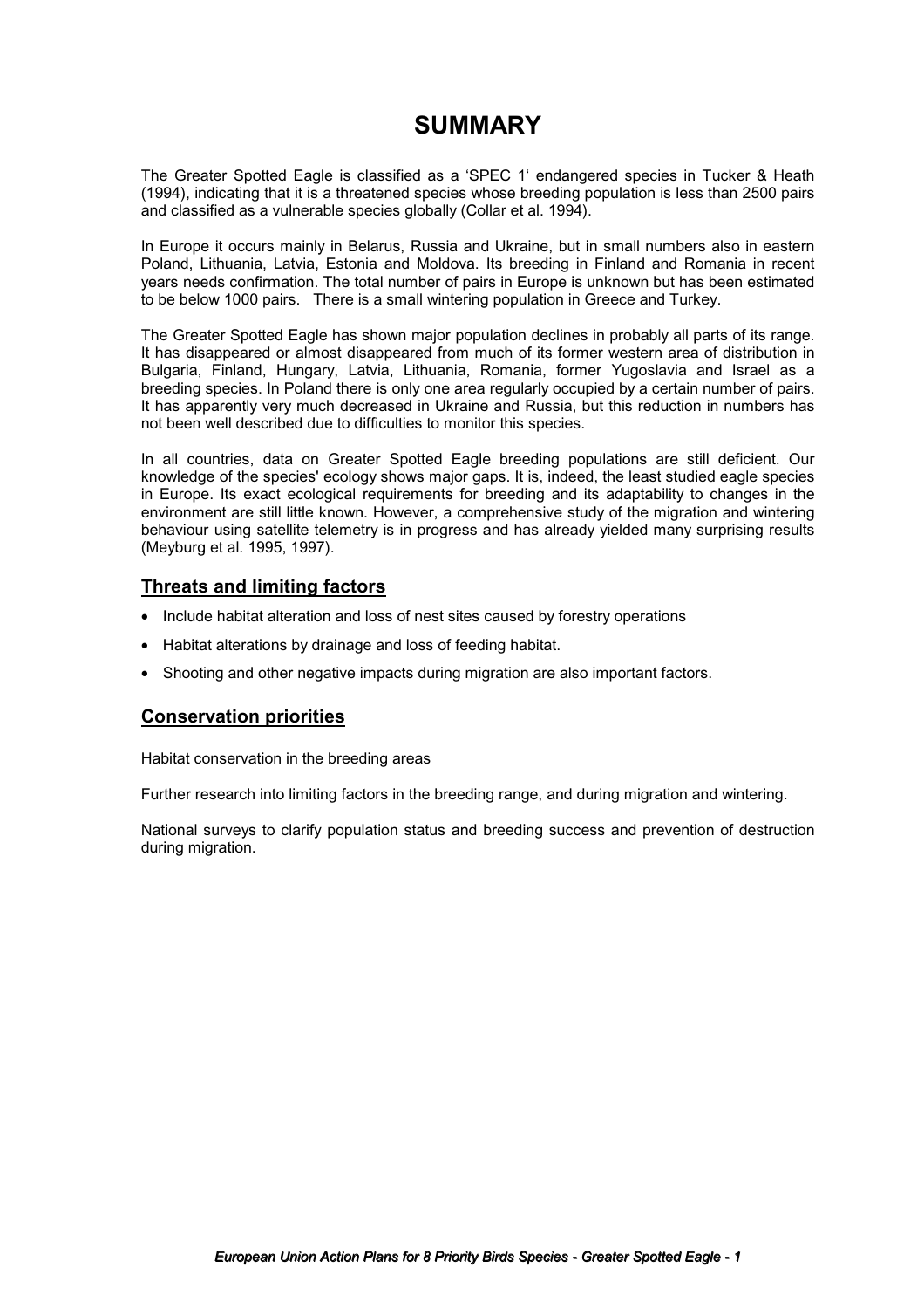# SUMMARY

The Greater Spotted Eagle is classified as a 'SPEC 1' endangered species in Tucker & Heath (1994), indicating that it is a threatened species whose breeding population is less than 2500 pairs and classified as a vulnerable species globally (Collar et al. 1994).

In Europe it occurs mainly in Belarus, Russia and Ukraine, but in small numbers also in eastern Poland, Lithuania, Latvia, Estonia and Moldova. Its breeding in Finland and Romania in recent years needs confirmation. The total number of pairs in Europe is unknown but has been estimated to be below 1000 pairs. There is a small wintering population in Greece and Turkey.

The Greater Spotted Eagle has shown major population declines in probably all parts of its range. It has disappeared or almost disappeared from much of its former western area of distribution in Bulgaria, Finland, Hungary, Latvia, Lithuania, Romania, former Yugoslavia and Israel as a breeding species. In Poland there is only one area regularly occupied by a certain number of pairs. It has apparently very much decreased in Ukraine and Russia, but this reduction in numbers has not been well described due to difficulties to monitor this species.

In all countries, data on Greater Spotted Eagle breeding populations are still deficient. Our knowledge of the species' ecology shows major gaps. It is, indeed, the least studied eagle species in Europe. Its exact ecological requirements for breeding and its adaptability to changes in the environment are still little known. However, a comprehensive study of the migration and wintering behaviour using satellite telemetry is in progress and has already yielded many surprising results (Meyburg et al. 1995, 1997).

## Threats and limiting factors

- Include habitat alteration and loss of nest sites caused by forestry operations
- Habitat alterations by drainage and loss of feeding habitat.
- Shooting and other negative impacts during migration are also important factors.

## Conservation priorities

Habitat conservation in the breeding areas

Further research into limiting factors in the breeding range, and during migration and wintering.

National surveys to clarify population status and breeding success and prevention of destruction during migration.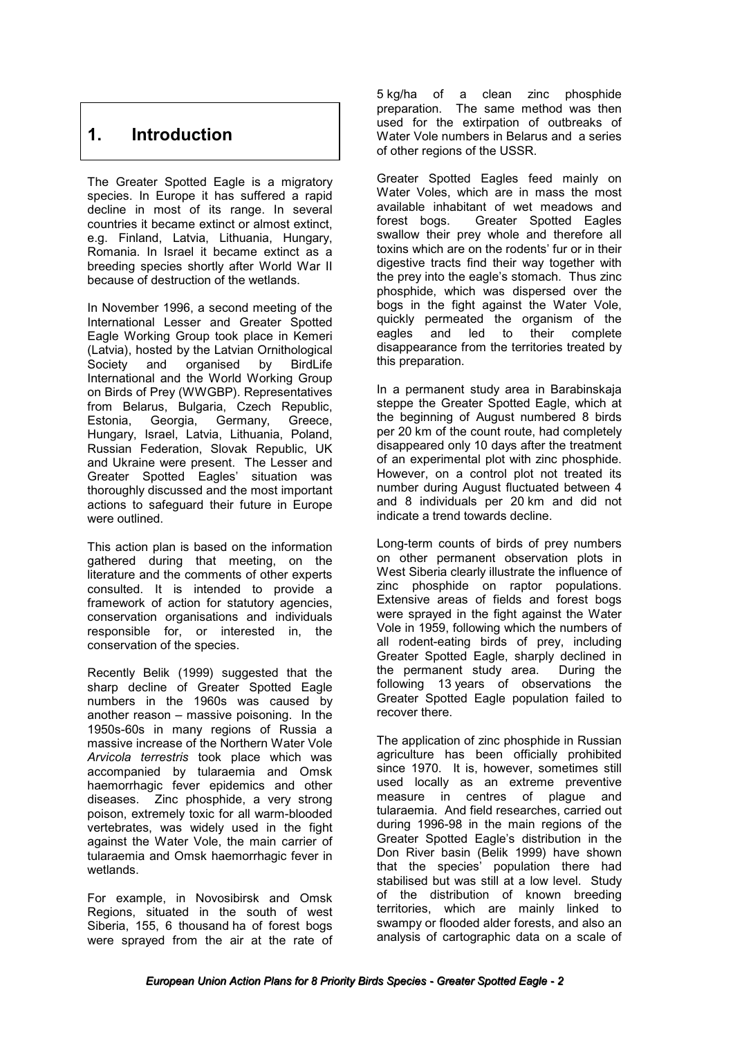# 1. Introduction

The Greater Spotted Eagle is a migratory species. In Europe it has suffered a rapid decline in most of its range. In several countries it became extinct or almost extinct, e.g. Finland, Latvia, Lithuania, Hungary, Romania. In Israel it became extinct as a breeding species shortly after World War II because of destruction of the wetlands.

In November 1996, a second meeting of the International Lesser and Greater Spotted Eagle Working Group took place in Kemeri (Latvia), hosted by the Latvian Ornithological Society and organised by BirdLife International and the World Working Group on Birds of Prey (WWGBP). Representatives from Belarus, Bulgaria, Czech Republic, Estonia, Georgia, Germany, Greece, Hungary, Israel, Latvia, Lithuania, Poland, Russian Federation, Slovak Republic, UK and Ukraine were present. The Lesser and Greater Spotted Eagles' situation was thoroughly discussed and the most important actions to safeguard their future in Europe were outlined.

This action plan is based on the information gathered during that meeting, on the literature and the comments of other experts consulted. It is intended to provide a framework of action for statutory agencies, conservation organisations and individuals responsible for, or interested in, the conservation of the species.

Recently Belik (1999) suggested that the sharp decline of Greater Spotted Eagle numbers in the 1960s was caused by another reason – massive poisoning. In the 1950s-60s in many regions of Russia a massive increase of the Northern Water Vole *Arvicola terrestris* took place which was accompanied by tularaemia and Omsk haemorrhagic fever epidemics and other diseases. Zinc phosphide, a very strong poison, extremely toxic for all warm-blooded vertebrates, was widely used in the fight against the Water Vole, the main carrier of tularaemia and Omsk haemorrhagic fever in wetlands.

For example, in Novosibirsk and Omsk Regions, situated in the south of west Siberia, 155, 6 thousand ha of forest bogs were sprayed from the air at the rate of 5 kg/ha of a clean zinc phosphide preparation. The same method was then used for the extirpation of outbreaks of Water Vole numbers in Belarus and a series of other regions of the USSR.

Greater Spotted Eagles feed mainly on Water Voles, which are in mass the most available inhabitant of wet meadows and forest bogs. Greater Spotted Eagles swallow their prey whole and therefore all toxins which are on the rodents' fur or in their digestive tracts find their way together with the prey into the eagle's stomach. Thus zinc phosphide, which was dispersed over the bogs in the fight against the Water Vole, quickly permeated the organism of the eagles and led to their complete disappearance from the territories treated by this preparation.

In a permanent study area in Barabinskaja steppe the Greater Spotted Eagle, which at the beginning of August numbered 8 birds per 20 km of the count route, had completely disappeared only 10 days after the treatment of an experimental plot with zinc phosphide. However, on a control plot not treated its number during August fluctuated between 4 and 8 individuals per 20 km and did not indicate a trend towards decline.

Long-term counts of birds of prey numbers on other permanent observation plots in West Siberia clearly illustrate the influence of zinc phosphide on raptor populations. Extensive areas of fields and forest bogs were sprayed in the fight against the Water Vole in 1959, following which the numbers of all rodent-eating birds of prey, including Greater Spotted Eagle, sharply declined in the permanent study area. During the following 13 years of observations the Greater Spotted Eagle population failed to recover there.

The application of zinc phosphide in Russian agriculture has been officially prohibited since 1970. It is, however, sometimes still used locally as an extreme preventive measure in centres of plague and tularaemia. And field researches, carried out during 1996-98 in the main regions of the Greater Spotted Eagle's distribution in the Don River basin (Belik 1999) have shown that the species' population there had stabilised but was still at a low level. Study of the distribution of known breeding territories, which are mainly linked to swampy or flooded alder forests, and also an analysis of cartographic data on a scale of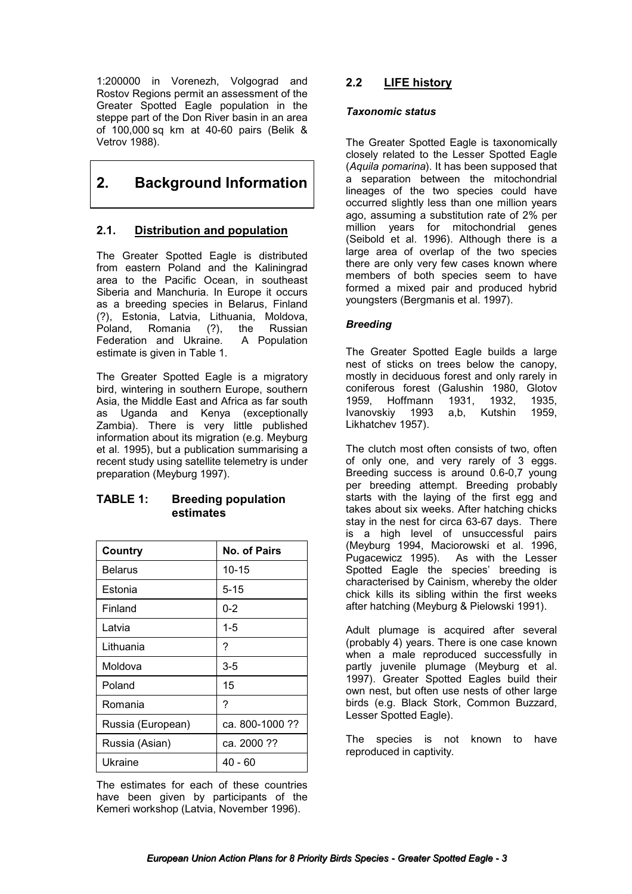1:200000 in Vorenezh, Volgograd and Rostov Regions permit an assessment of the Greater Spotted Eagle population in the steppe part of the Don River basin in an area of 100,000 sq km at 40-60 pairs (Belik & Vetrov 1988).

# 2. Background Information

## 2.1. Distribution and population

The Greater Spotted Eagle is distributed from eastern Poland and the Kaliningrad area to the Pacific Ocean, in southeast Siberia and Manchuria. In Europe it occurs as a breeding species in Belarus, Finland (?), Estonia, Latvia, Lithuania, Moldova, Poland, Romania (?), the Russian Federation and Ukraine. A Population estimate is given in Table 1.

The Greater Spotted Eagle is a migratory bird, wintering in southern Europe, southern Asia, the Middle East and Africa as far south as Uganda and Kenya (exceptionally Zambia). There is very little published information about its migration (e.g. Meyburg et al. 1995), but a publication summarising a recent study using satellite telemetry is under preparation (Meyburg 1997).

### TABLE 1: Breeding population estimates

| Country | No. of Pairs |
|---|---|
| Belarus | 10-15 |
| Estonia | 5-15 |
| Finland | 0-2 |
| Latvia | 1-5 |
| Lithuania | ? |
| Moldova | 3-5 |
| Poland | 15 |
| Romania | ? |
| Russia (European) | ca. 800-1000 ?? |
| Russia (Asian) | ca. 2000 ?? |
| Ukraine | 40 - 60 |

The estimates for each of these countries have been given by participants of the Kemeri workshop (Latvia, November 1996).

## 2.2 LIFE history

### *Taxonomic status*

The Greater Spotted Eagle is taxonomically closely related to the Lesser Spotted Eagle (*Aquila pomarina*). It has been supposed that a separation between the mitochondrial lineages of the two species could have occurred slightly less than one million years ago, assuming a substitution rate of 2% per million years for mitochondrial genes (Seibold et al. 1996). Although there is a large area of overlap of the two species there are only very few cases known where members of both species seem to have formed a mixed pair and produced hybrid youngsters (Bergmanis et al. 1997).

### *Breeding*

The Greater Spotted Eagle builds a large nest of sticks on trees below the canopy, mostly in deciduous forest and only rarely in coniferous forest (Galushin 1980, Glotov 1959, Hoffmann 1931, 1932, 1935, Ivanovskiy 1993 a,b, Kutshin 1959, Likhatchev 1957).

The clutch most often consists of two, often of only one, and very rarely of 3 eggs. Breeding success is around 0.6-0,7 young per breeding attempt. Breeding probably starts with the laying of the first egg and takes about six weeks. After hatching chicks stay in the nest for circa 63-67 days. There is a high level of unsuccessful pairs (Meyburg 1994, Maciorowski et al. 1996, Pugacewicz 1995). As with the Lesser Spotted Eagle the species' breeding is characterised by Cainism, whereby the older chick kills its sibling within the first weeks after hatching (Meyburg & Pielowski 1991).

Adult plumage is acquired after several (probably 4) years. There is one case known when a male reproduced successfully in partly juvenile plumage (Meyburg et al. 1997). Greater Spotted Eagles build their own nest, but often use nests of other large birds (e.g. Black Stork, Common Buzzard, Lesser Spotted Eagle).

The species is not known to have reproduced in captivity.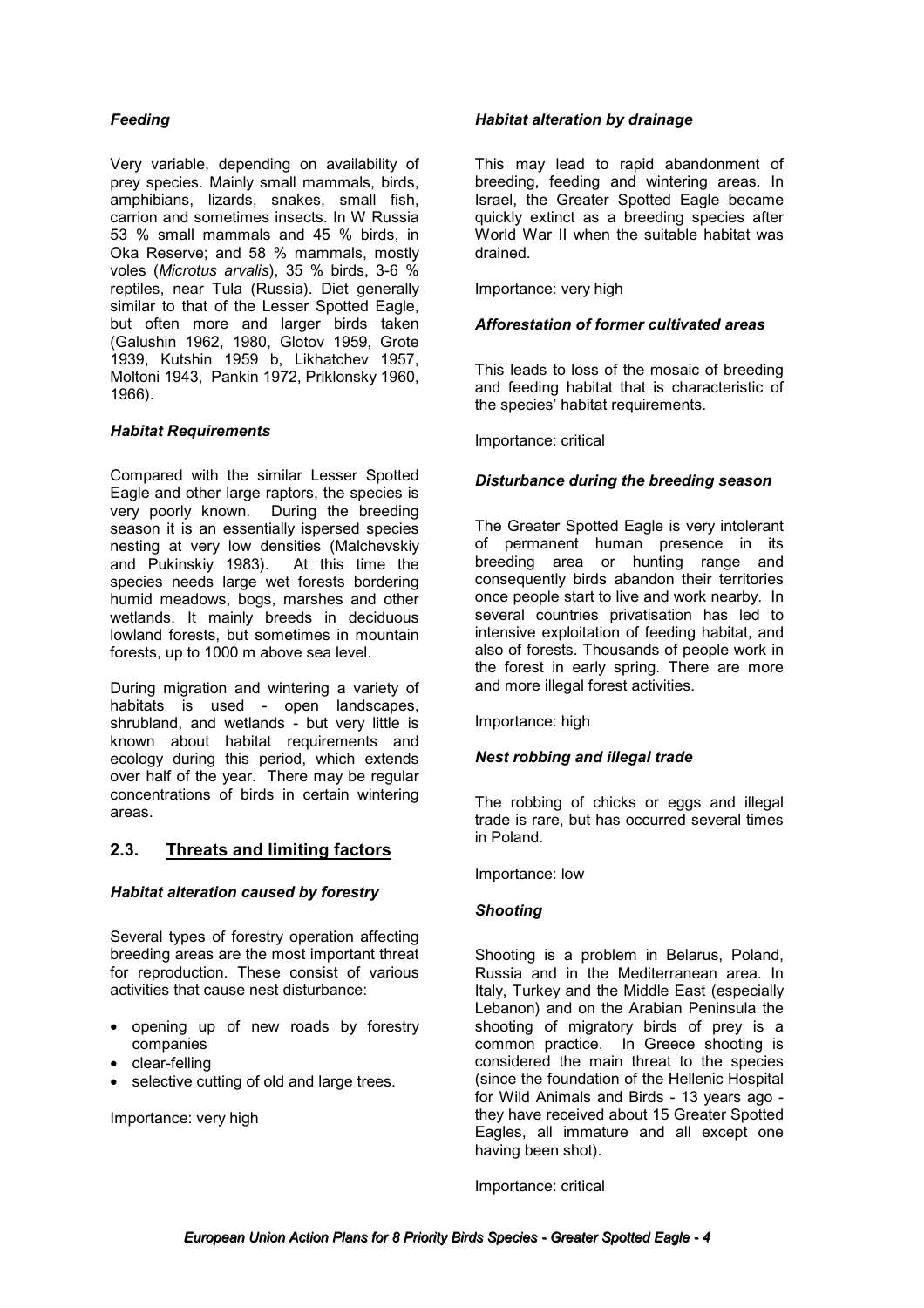### *Feeding*

Very variable, depending on availability of prey species. Mainly small mammals, birds, amphibians, lizards, snakes, small fish, carrion and sometimes insects. In W Russia 53 % small mammals and 45 % birds, in Oka Reserve; and 58 % mammals, mostly voles (*Microtus arvalis*), 35 % birds, 3-6 % reptiles, near Tula (Russia). Diet generally similar to that of the Lesser Spotted Eagle, but often more and larger birds taken (Galushin 1962, 1980, Glotov 1959, Grote 1939, Kutshin 1959 b, Likhatchev 1957, Moltoni 1943, Pankin 1972, Priklonsky 1960, 1966).

### *Habitat Requirements*

Compared with the similar Lesser Spotted Eagle and other large raptors, the species is very poorly known. During the breeding season it is an essentially ispersed species nesting at very low densities (Malchevskiy and Pukinskiy 1983). At this time the species needs large wet forests bordering humid meadows, bogs, marshes and other wetlands. It mainly breeds in deciduous lowland forests, but sometimes in mountain forests, up to 1000 m above sea level.

During migration and wintering a variety of habitats is used - open landscapes, shrubland, and wetlands - but very little is known about habitat requirements and ecology during this period, which extends over half of the year. There may be regular concentrations of birds in certain wintering areas.

## 2.3. Threats and limiting factors

### *Habitat alteration caused by forestry*

Several types of forestry operation affecting breeding areas are the most important threat for reproduction. These consist of various activities that cause nest disturbance:

- opening up of new roads by forestry companies
- clear-felling
- selective cutting of old and large trees.

Importance: very high

### *Habitat alteration by drainage*

This may lead to rapid abandonment of breeding, feeding and wintering areas. In Israel, the Greater Spotted Eagle became quickly extinct as a breeding species after World War II when the suitable habitat was drained.

Importance: very high

### *Afforestation of former cultivated areas*

This leads to loss of the mosaic of breeding and feeding habitat that is characteristic of the species' habitat requirements.

Importance: critical

### *Disturbance during the breeding season*

The Greater Spotted Eagle is very intolerant of permanent human presence in its breeding area or hunting range and consequently birds abandon their territories once people start to live and work nearby. In several countries privatisation has led to intensive exploitation of feeding habitat, and also of forests. Thousands of people work in the forest in early spring. There are more and more illegal forest activities.

Importance: high

### *Nest robbing and illegal trade*

The robbing of chicks or eggs and illegal trade is rare, but has occurred several times in Poland.

Importance: low

### *Shooting*

Shooting is a problem in Belarus, Poland, Russia and in the Mediterranean area. In Italy, Turkey and the Middle East (especially Lebanon) and on the Arabian Peninsula the shooting of migratory birds of prey is a common practice. In Greece shooting is considered the main threat to the species (since the foundation of the Hellenic Hospital for Wild Animals and Birds - 13 years ago - they have received about 15 Greater Spotted Eagles, all immature and all except one having been shot).

Importance: critical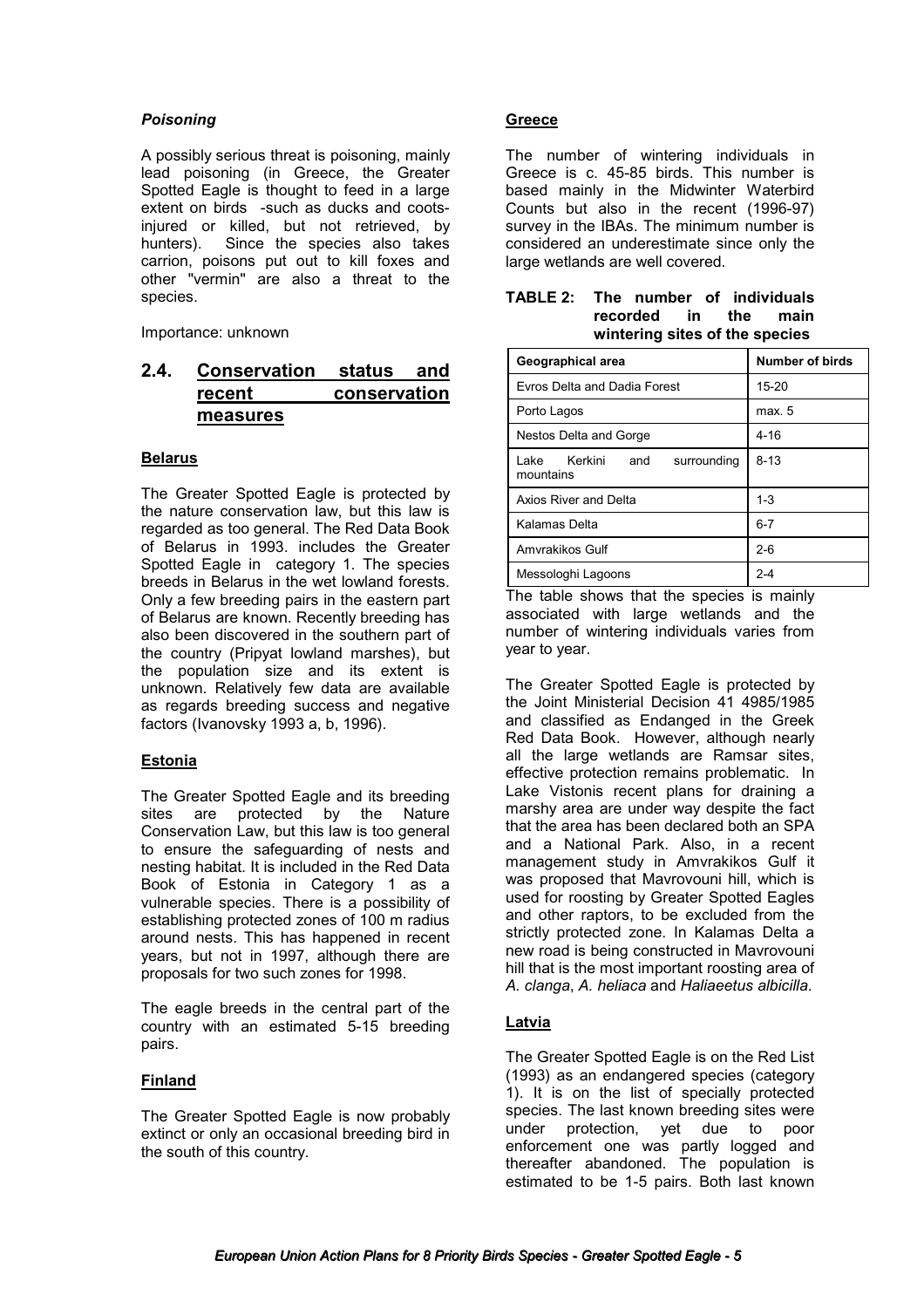### *Poisoning*

A possibly serious threat is poisoning, mainly lead poisoning (in Greece, the Greater Spotted Eagle is thought to feed in a large extent on birds -such as ducks and coots- injured or killed, but not retrieved, by hunters). Since the species also takes carrion, poisons put out to kill foxes and other "vermin" are also a threat to the species.

Importance: unknown

## 2.4. Conservation status and recent conservation measures

**Belarus**

The Greater Spotted Eagle is protected by the nature conservation law, but this law is regarded as too general. The Red Data Book of Belarus in 1993. includes the Greater Spotted Eagle in category 1. The species breeds in Belarus in the wet lowland forests. Only a few breeding pairs in the eastern part of Belarus are known. Recently breeding has also been discovered in the southern part of the country (Pripyat lowland marshes), but the population size and its extent is unknown. Relatively few data are available as regards breeding success and negative factors (Ivanovsky 1993 a, b, 1996).

**Estonia**

The Greater Spotted Eagle and its breeding sites are protected by the Nature Conservation Law, but this law is too general to ensure the safeguarding of nests and nesting habitat. It is included in the Red Data Book of Estonia in Category 1 as a vulnerable species. There is a possibility of establishing protected zones of 100 m radius around nests. This has happened in recent years, but not in 1997, although there are proposals for two such zones for 1998.

The eagle breeds in the central part of the country with an estimated 5-15 breeding pairs.

**Finland**

The Greater Spotted Eagle is now probably extinct or only an occasional breeding bird in the south of this country.

**Greece**

The number of wintering individuals in Greece is c. 45-85 birds. This number is based mainly in the Midwinter Waterbird Counts but also in the recent (1996-97) survey in the IBAs. The minimum number is considered an underestimate since only the large wetlands are well covered.

**TABLE 2: The number of individuals recorded in the main wintering sites of the species**

| Geographical area | Number of birds |
|---|---|
| Evros Delta and Dadia Forest | 15-20 |
| Porto Lagos | max. 5 |
| Nestos Delta and Gorge | 4-16 |
| Lake Kerkini and surrounding mountains | 8-13 |
| Axios River and Delta | 1-3 |
| Kalamas Delta | 6-7 |
| Amvrakikos Gulf | 2-6 |
| Messologhi Lagoons | 2-4 |

The table shows that the species is mainly associated with large wetlands and the number of wintering individuals varies from year to year.

The Greater Spotted Eagle is protected by the Joint Ministerial Decision 41 4985/1985 and classified as Endanged in the Greek Red Data Book. However, although nearly all the large wetlands are Ramsar sites, effective protection remains problematic. In Lake Vistonis recent plans for draining a marshy area are under way despite the fact that the area has been declared both an SPA and a National Park. Also, in a recent management study in Amvrakikos Gulf it was proposed that Mavrovouni hill, which is used for roosting by Greater Spotted Eagles and other raptors, to be excluded from the strictly protected zone. In Kalamas Delta a new road is being constructed in Mavrovouni hill that is the most important roosting area of *A. clanga*, *A. heliaca* and *Haliaeetus albicilla*.

**Latvia**

The Greater Spotted Eagle is on the Red List (1993) as an endangered species (category 1). It is on the list of specially protected species. The last known breeding sites were under protection, yet due to poor enforcement one was partly logged and thereafter abandoned. The population is estimated to be 1-5 pairs. Both last known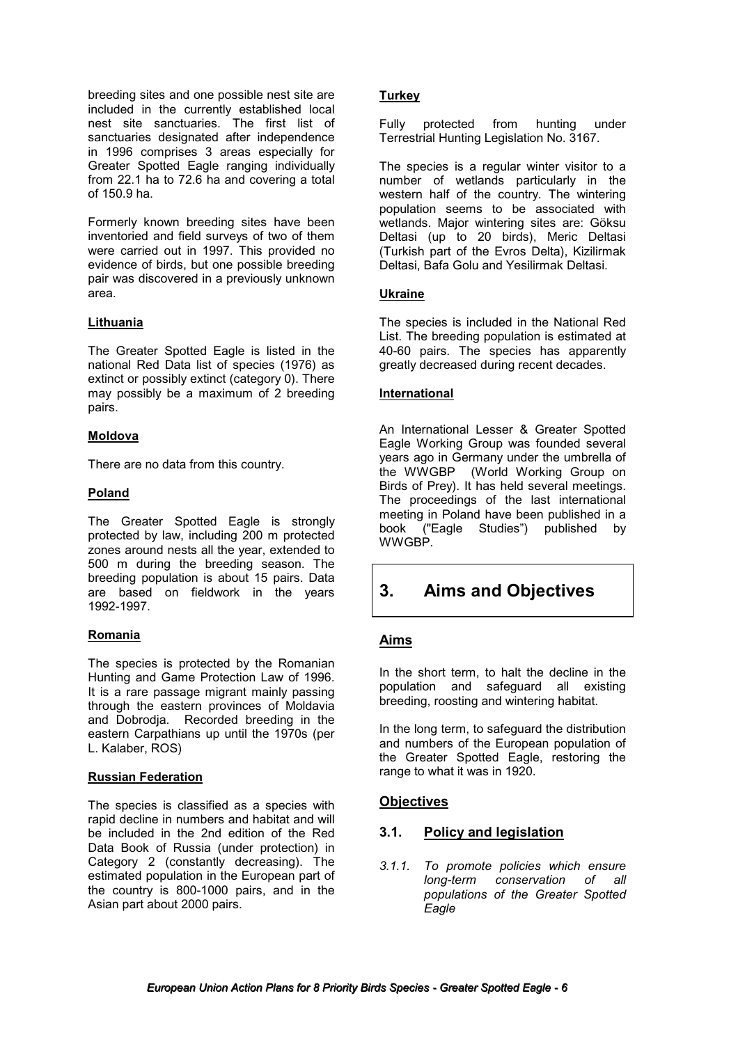breeding sites and one possible nest site are included in the currently established local nest site sanctuaries. The first list of sanctuaries designated after independence in 1996 comprises 3 areas especially for Greater Spotted Eagle ranging individually from 22.1 ha to 72.6 ha and covering a total of 150.9 ha.

Formerly known breeding sites have been inventoried and field surveys of two of them were carried out in 1997. This provided no evidence of birds, but one possible breeding pair was discovered in a previously unknown area.

**Lithuania**

The Greater Spotted Eagle is listed in the national Red Data list of species (1976) as extinct or possibly extinct (category 0). There may possibly be a maximum of 2 breeding pairs.

**Moldova**

There are no data from this country.

**Poland**

The Greater Spotted Eagle is strongly protected by law, including 200 m protected zones around nests all the year, extended to 500 m during the breeding season. The breeding population is about 15 pairs. Data are based on fieldwork in the years 1992-1997.

**Romania**

The species is protected by the Romanian Hunting and Game Protection Law of 1996. It is a rare passage migrant mainly passing through the eastern provinces of Moldavia and Dobrodja. Recorded breeding in the eastern Carpathians up until the 1970s (per L. Kalaber, ROS)

**Russian Federation**

The species is classified as a species with rapid decline in numbers and habitat and will be included in the 2nd edition of the Red Data Book of Russia (under protection) in Category 2 (constantly decreasing). The estimated population in the European part of the country is 800-1000 pairs, and in the Asian part about 2000 pairs.

**Turkey**

Fully protected from hunting under Terrestrial Hunting Legislation No. 3167.

The species is a regular winter visitor to a number of wetlands particularly in the western half of the country. The wintering population seems to be associated with wetlands. Major wintering sites are: Göksu Deltasi (up to 20 birds), Meric Deltasi (Turkish part of the Evros Delta), Kizilirmak Deltasi, Bafa Golu and Yesilirmak Deltasi.

**Ukraine**

The species is included in the National Red List. The breeding population is estimated at 40-60 pairs. The species has apparently greatly decreased during recent decades.

**International**

An International Lesser & Greater Spotted Eagle Working Group was founded several years ago in Germany under the umbrella of the WWGBP (World Working Group on Birds of Prey). It has held several meetings. The proceedings of the last international meeting in Poland have been published in a book ("Eagle Studies") published by WWGBP.

# 3. Aims and Objectives

## Aims

In the short term, to halt the decline in the population and safeguard all existing breeding, roosting and wintering habitat.

In the long term, to safeguard the distribution and numbers of the European population of the Greater Spotted Eagle, restoring the range to what it was in 1920.

## Objectives

### 3.1. Policy and legislation

*3.1.1. To promote policies which ensure long-term conservation of all populations of the Greater Spotted Eagle*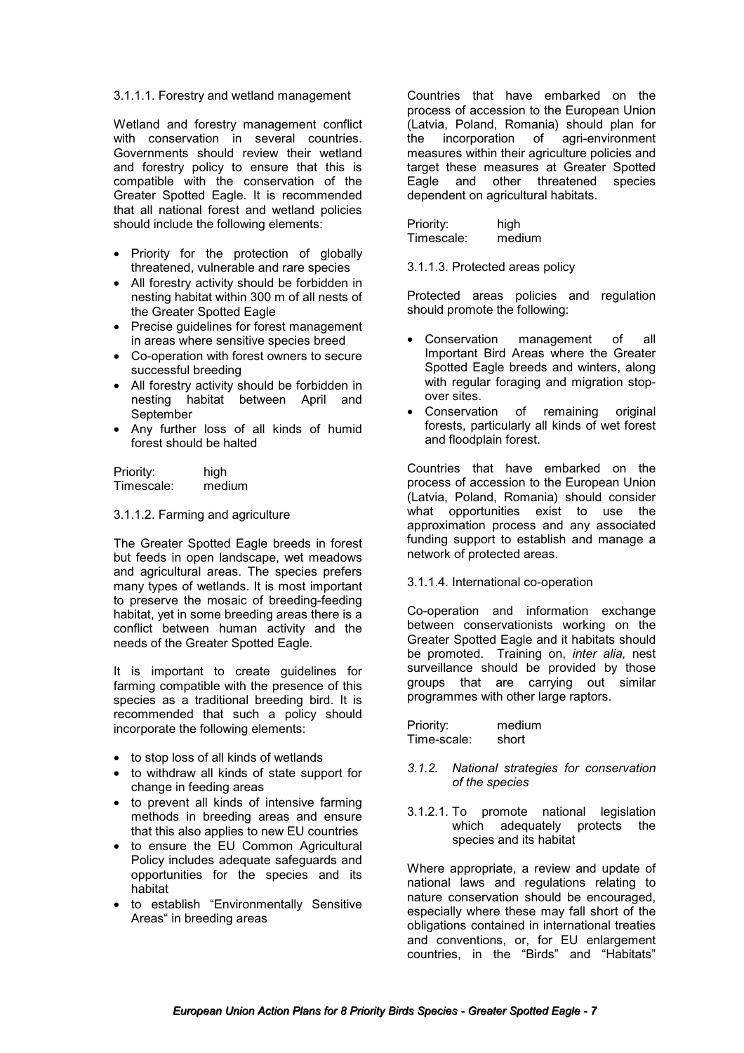#### 3.1.1.1. Forestry and wetland management

Wetland and forestry management conflict with conservation in several countries. Governments should review their wetland and forestry policy to ensure that this is compatible with the conservation of the Greater Spotted Eagle. It is recommended that all national forest and wetland policies should include the following elements:

- Priority for the protection of globally threatened, vulnerable and rare species
- All forestry activity should be forbidden in nesting habitat within 300 m of all nests of the Greater Spotted Eagle
- Precise guidelines for forest management in areas where sensitive species breed
- Co-operation with forest owners to secure successful breeding
- All forestry activity should be forbidden in nesting habitat between April and September
- Any further loss of all kinds of humid forest should be halted

Priority: high
Timescale: medium

#### 3.1.1.2. Farming and agriculture

The Greater Spotted Eagle breeds in forest but feeds in open landscape, wet meadows and agricultural areas. The species prefers many types of wetlands. It is most important to preserve the mosaic of breeding-feeding habitat, yet in some breeding areas there is a conflict between human activity and the needs of the Greater Spotted Eagle.

It is important to create guidelines for farming compatible with the presence of this species as a traditional breeding bird. It is recommended that such a policy should incorporate the following elements:

- to stop loss of all kinds of wetlands
- to withdraw all kinds of state support for change in feeding areas
- to prevent all kinds of intensive farming methods in breeding areas and ensure that this also applies to new EU countries
- to ensure the EU Common Agricultural Policy includes adequate safeguards and opportunities for the species and its habitat
- to establish "Environmentally Sensitive Areas" in breeding areas

Countries that have embarked on the process of accession to the European Union (Latvia, Poland, Romania) should plan for the incorporation of agri-environment measures within their agriculture policies and target these measures at Greater Spotted Eagle and other threatened species dependent on agricultural habitats.

Priority: high
Timescale: medium

#### 3.1.1.3. Protected areas policy

Protected areas policies and regulation should promote the following:

- Conservation management of all Important Bird Areas where the Greater Spotted Eagle breeds and winters, along with regular foraging and migration stop-over sites.
- Conservation of remaining original forests, particularly all kinds of wet forest and floodplain forest.

Countries that have embarked on the process of accession to the European Union (Latvia, Poland, Romania) should consider what opportunities exist to use the approximation process and any associated funding support to establish and manage a network of protected areas.

#### 3.1.1.4. International co-operation

Co-operation and information exchange between conservationists working on the Greater Spotted Eagle and it habitats should be promoted. Training on, *inter alia,* nest surveillance should be provided by those groups that are carrying out similar programmes with other large raptors.

Priority: medium
Time-scale: short

### *3.1.2. National strategies for conservation of the species*

#### 3.1.2.1. To promote national legislation which adequately protects the species and its habitat

Where appropriate, a review and update of national laws and regulations relating to nature conservation should be encouraged, especially where these may fall short of the obligations contained in international treaties and conventions, or, for EU enlargement countries, in the "Birds" and "Habitats"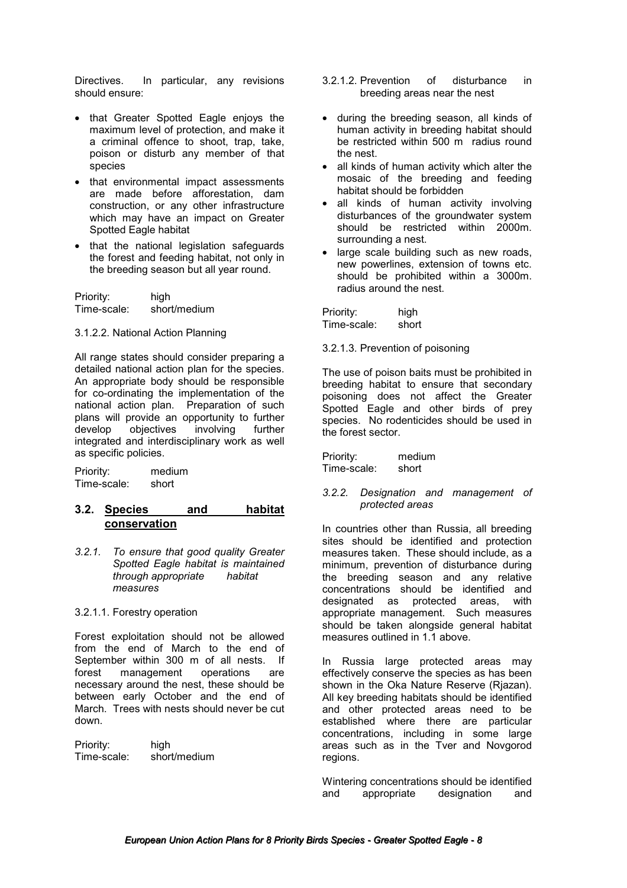Directives. In particular, any revisions should ensure:

- that Greater Spotted Eagle enjoys the maximum level of protection, and make it a criminal offence to shoot, trap, take, poison or disturb any member of that species
- that environmental impact assessments are made before afforestation, dam construction, or any other infrastructure which may have an impact on Greater Spotted Eagle habitat
- that the national legislation safeguards the forest and feeding habitat, not only in the breeding season but all year round.

Priority: high
Time-scale: short/medium

3.1.2.2. National Action Planning

All range states should consider preparing a detailed national action plan for the species. An appropriate body should be responsible for co-ordinating the implementation of the national action plan. Preparation of such plans will provide an opportunity to further develop objectives involving further integrated and interdisciplinary work as well as specific policies.

Priority: medium
Time-scale: short

## 3.2. Species and habitat conservation

*3.2.1. To ensure that good quality Greater Spotted Eagle habitat is maintained through appropriate habitat measures*

3.2.1.1. Forestry operation

Forest exploitation should not be allowed from the end of March to the end of September within 300 m of all nests. If forest management operations are necessary around the nest, these should be between early October and the end of March. Trees with nests should never be cut down.

Priority: high
Time-scale: short/medium

3.2.1.2. Prevention of disturbance in breeding areas near the nest

- during the breeding season, all kinds of human activity in breeding habitat should be restricted within 500 m radius round the nest.
- all kinds of human activity which alter the mosaic of the breeding and feeding habitat should be forbidden
- all kinds of human activity involving disturbances of the groundwater system should be restricted within 2000m. surrounding a nest.
- large scale building such as new roads, new powerlines, extension of towns etc. should be prohibited within a 3000m. radius around the nest.

Priority: high
Time-scale: short

3.2.1.3. Prevention of poisoning

The use of poison baits must be prohibited in breeding habitat to ensure that secondary poisoning does not affect the Greater Spotted Eagle and other birds of prey species. No rodenticides should be used in the forest sector.

Priority: medium
Time-scale: short

*3.2.2. Designation and management of protected areas*

In countries other than Russia, all breeding sites should be identified and protection measures taken. These should include, as a minimum, prevention of disturbance during the breeding season and any relative concentrations should be identified and designated as protected areas, with appropriate management. Such measures should be taken alongside general habitat measures outlined in 1.1 above.

In Russia large protected areas may effectively conserve the species as has been shown in the Oka Nature Reserve (Rjazan). All key breeding habitats should be identified and other protected areas need to be established where there are particular concentrations, including in some large areas such as in the Tver and Novgorod regions.

Wintering concentrations should be identified and appropriate designation and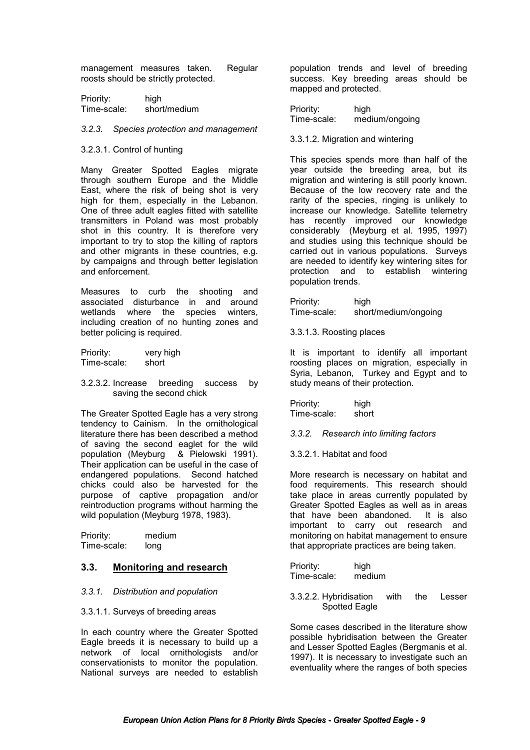management measures taken. Regular roosts should be strictly protected.

Priority: high
Time-scale: short/medium

#### *3.2.3. Species protection and management*

##### 3.2.3.1. Control of hunting

Many Greater Spotted Eagles migrate through southern Europe and the Middle East, where the risk of being shot is very high for them, especially in the Lebanon. One of three adult eagles fitted with satellite transmitters in Poland was most probably shot in this country. It is therefore very important to try to stop the killing of raptors and other migrants in these countries, e.g. by campaigns and through better legislation and enforcement.

Measures to curb the shooting and associated disturbance in and around wetlands where the species winters, including creation of no hunting zones and better policing is required.

Priority: very high
Time-scale: short

##### 3.2.3.2. Increase breeding success by saving the second chick

The Greater Spotted Eagle has a very strong tendency to Cainism. In the ornithological literature there has been described a method of saving the second eaglet for the wild population (Meyburg & Pielowski 1991). Their application can be useful in the case of endangered populations. Second hatched chicks could also be harvested for the purpose of captive propagation and/or reintroduction programs without harming the wild population (Meyburg 1978, 1983).

Priority: medium
Time-scale: long

### 3.3. Monitoring and research

#### *3.3.1. Distribution and population*

##### 3.3.1.1. Surveys of breeding areas

In each country where the Greater Spotted Eagle breeds it is necessary to build up a network of local ornithologists and/or conservationists to monitor the population. National surveys are needed to establish population trends and level of breeding success. Key breeding areas should be mapped and protected.

Priority: high
Time-scale: medium/ongoing

##### 3.3.1.2. Migration and wintering

This species spends more than half of the year outside the breeding area, but its migration and wintering is still poorly known. Because of the low recovery rate and the rarity of the species, ringing is unlikely to increase our knowledge. Satellite telemetry has recently improved our knowledge considerably (Meyburg et al. 1995, 1997) and studies using this technique should be carried out in various populations. Surveys are needed to identify key wintering sites for protection and to establish wintering population trends.

Priority: high
Time-scale: short/medium/ongoing

##### 3.3.1.3. Roosting places

It is important to identify all important roosting places on migration, especially in Syria, Lebanon, Turkey and Egypt and to study means of their protection.

Priority: high
Time-scale: short

#### *3.3.2. Research into limiting factors*

##### 3.3.2.1. Habitat and food

More research is necessary on habitat and food requirements. This research should take place in areas currently populated by Greater Spotted Eagles as well as in areas that have been abandoned. It is also important to carry out research and monitoring on habitat management to ensure that appropriate practices are being taken.

Priority: high
Time-scale: medium

##### 3.3.2.2. Hybridisation with the Lesser Spotted Eagle

Some cases described in the literature show possible hybridisation between the Greater and Lesser Spotted Eagles (Bergmanis et al. 1997). It is necessary to investigate such an eventuality where the ranges of both species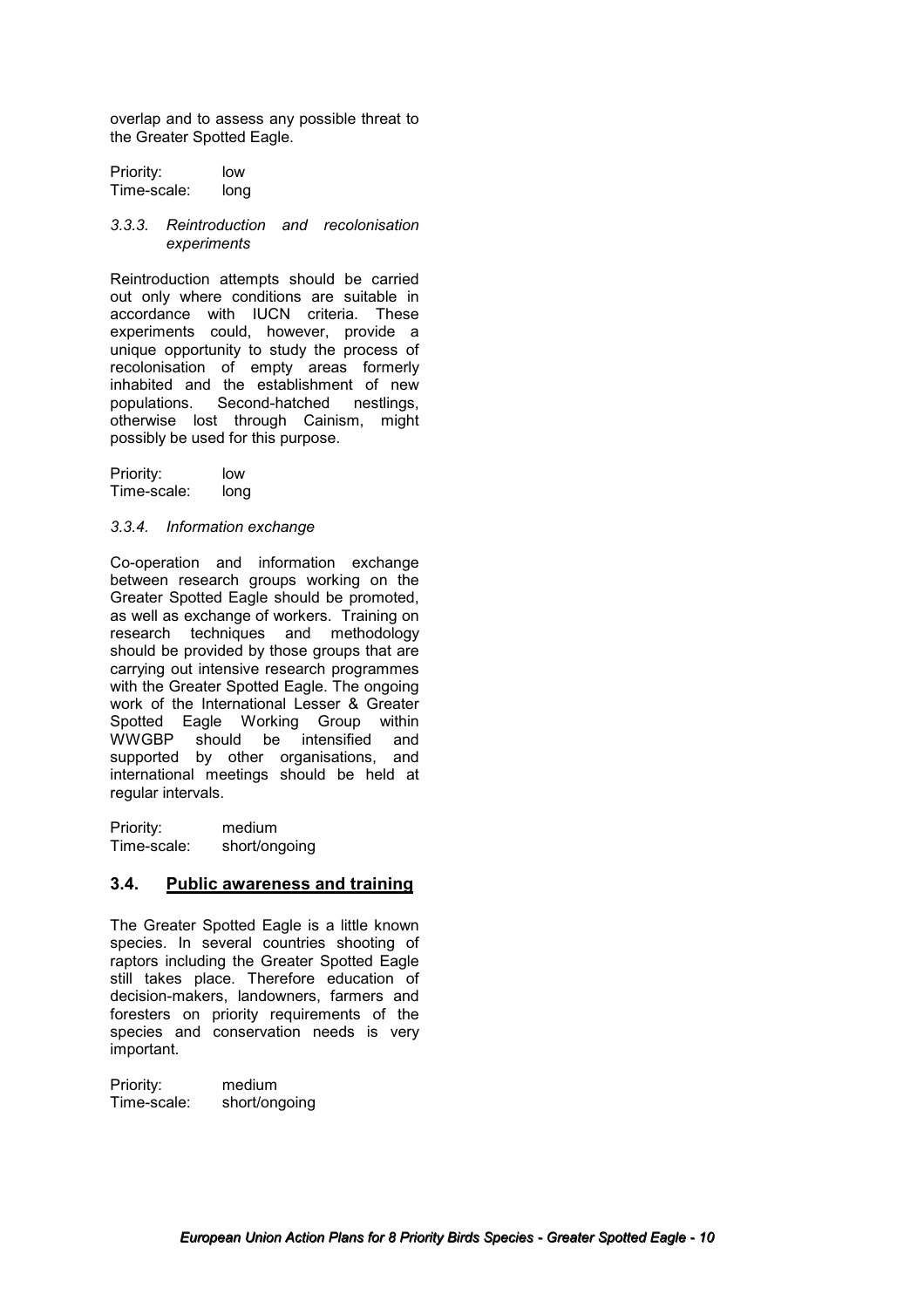overlap and to assess any possible threat to the Greater Spotted Eagle.

Priority: low
Time-scale: long

#### *3.3.3. Reintroduction and recolonisation experiments*

Reintroduction attempts should be carried out only where conditions are suitable in accordance with IUCN criteria. These experiments could, however, provide a unique opportunity to study the process of recolonisation of empty areas formerly inhabited and the establishment of new populations. Second-hatched nestlings, otherwise lost through Cainism, might possibly be used for this purpose.

Priority: low
Time-scale: long

#### *3.3.4. Information exchange*

Co-operation and information exchange between research groups working on the Greater Spotted Eagle should be promoted, as well as exchange of workers. Training on research techniques and methodology should be provided by those groups that are carrying out intensive research programmes with the Greater Spotted Eagle. The ongoing work of the International Lesser & Greater Spotted Eagle Working Group within WWGBP should be intensified and supported by other organisations, and international meetings should be held at regular intervals.

Priority: medium
Time-scale: short/ongoing

### 3.4. Public awareness and training

The Greater Spotted Eagle is a little known species. In several countries shooting of raptors including the Greater Spotted Eagle still takes place. Therefore education of decision-makers, landowners, farmers and foresters on priority requirements of the species and conservation needs is very important.

Priority: medium
Time-scale: short/ongoing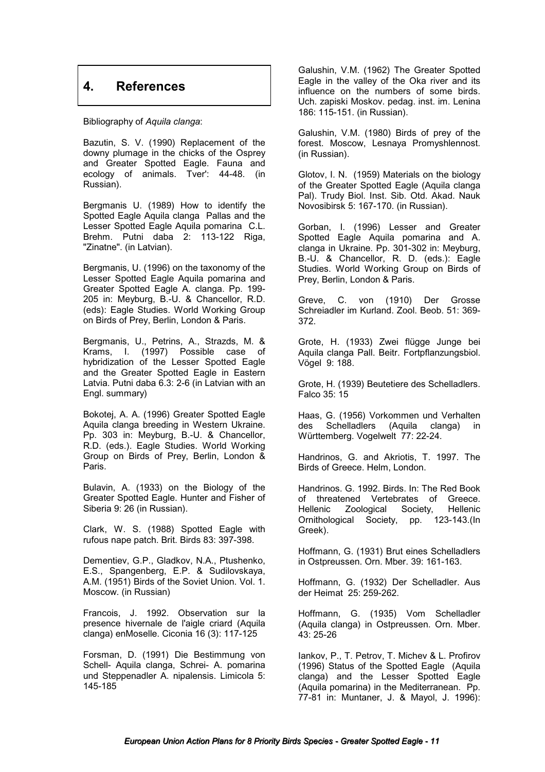## 4. References

Bibliography of *Aquila clanga*:

Bazutin, S. V. (1990) Replacement of the downy plumage in the chicks of the Osprey and Greater Spotted Eagle. Fauna and ecology of animals. Tver': 44-48. (in Russian).

Bergmanis U. (1989) How to identify the Spotted Eagle Aquila clanga Pallas and the Lesser Spotted Eagle Aquila pomarina C.L. Brehm. Putni daba 2: 113-122 Riga, "Zinatne". (in Latvian).

Bergmanis, U. (1996) on the taxonomy of the Lesser Spotted Eagle Aquila pomarina and Greater Spotted Eagle A. clanga. Pp. 199-205 in: Meyburg, B.-U. & Chancellor, R.D. (eds): Eagle Studies. World Working Group on Birds of Prey, Berlin, London & Paris.

Bergmanis, U., Petrins, A., Strazds, M. & Krams, I. (1997) Possible case of hybridization of the Lesser Spotted Eagle and the Greater Spotted Eagle in Eastern Latvia. Putni daba 6.3: 2-6 (in Latvian with an Engl. summary)

Bokotej, A. A. (1996) Greater Spotted Eagle Aquila clanga breeding in Western Ukraine. Pp. 303 in: Meyburg, B.-U. & Chancellor, R.D. (eds.). Eagle Studies. World Working Group on Birds of Prey, Berlin, London & Paris.

Bulavin, A. (1933) on the Biology of the Greater Spotted Eagle. Hunter and Fisher of Siberia 9: 26 (in Russian).

Clark, W. S. (1988) Spotted Eagle with rufous nape patch. Brit. Birds 83: 397-398.

Dementiev, G.P., Gladkov, N.A., Ptushenko, E.S., Spangenberg, E.P. & Sudilovskaya, A.M. (1951) Birds of the Soviet Union. Vol. 1. Moscow. (in Russian)

Francois, J. 1992. Observation sur la presence hivernale de l'aigle criard (Aquila clanga) enMoselle. Ciconia 16 (3): 117-125

Forsman, D. (1991) Die Bestimmung von Schell- Aquila clanga, Schrei- A. pomarina und Steppenadler A. nipalensis. Limicola 5: 145-185

Galushin, V.M. (1962) The Greater Spotted Eagle in the valley of the Oka river and its influence on the numbers of some birds. Uch. zapiski Moskov. pedag. inst. im. Lenina 186: 115-151. (in Russian).

Galushin, V.M. (1980) Birds of prey of the forest. Moscow, Lesnaya Promyshlennost. (in Russian).

Glotov, I. N. (1959) Materials on the biology of the Greater Spotted Eagle (Aquila clanga Pal). Trudy Biol. Inst. Sib. Otd. Akad. Nauk Novosibirsk 5: 167-170. (in Russian).

Gorban, I. (1996) Lesser and Greater Spotted Eagle Aquila pomarina and A. clanga in Ukraine. Pp. 301-302 in: Meyburg, B.-U. & Chancellor, R. D. (eds.): Eagle Studies. World Working Group on Birds of Prey, Berlin, London & Paris.

Greve, C. von (1910) Der Grosse Schreiadler im Kurland. Zool. Beob. 51: 369-372.

Grote, H. (1933) Zwei flügge Junge bei Aquila clanga Pall. Beitr. Fortpflanzungsbiol. Vögel 9: 188.

Grote, H. (1939) Beutetiere des Schelladlers. Falco 35: 15

Haas, G. (1956) Vorkommen und Verhalten des Schelladlers (Aquila clanga) in Württemberg. Vogelwelt 77: 22-24.

Handrinos, G. and Akriotis, T. 1997. The Birds of Greece. Helm, London.

Handrinos. G. 1992. Birds. In: The Red Book of threatened Vertebrates of Greece. Hellenic Zoological Society, Hellenic Ornithological Society, pp. 123-143.(In Greek).

Hoffmann, G. (1931) Brut eines Schelladlers in Ostpreussen. Orn. Mber. 39: 161-163.

Hoffmann, G. (1932) Der Schelladler. Aus der Heimat 25: 259-262.

Hoffmann, G. (1935) Vom Schelladler (Aquila clanga) in Ostpreussen. Orn. Mber. 43: 25-26

Iankov, P., T. Petrov, T. Michev & L. Profirov (1996) Status of the Spotted Eagle (Aquila clanga) and the Lesser Spotted Eagle (Aquila pomarina) in the Mediterranean. Pp. 77-81 in: Muntaner, J. & Mayol, J. 1996):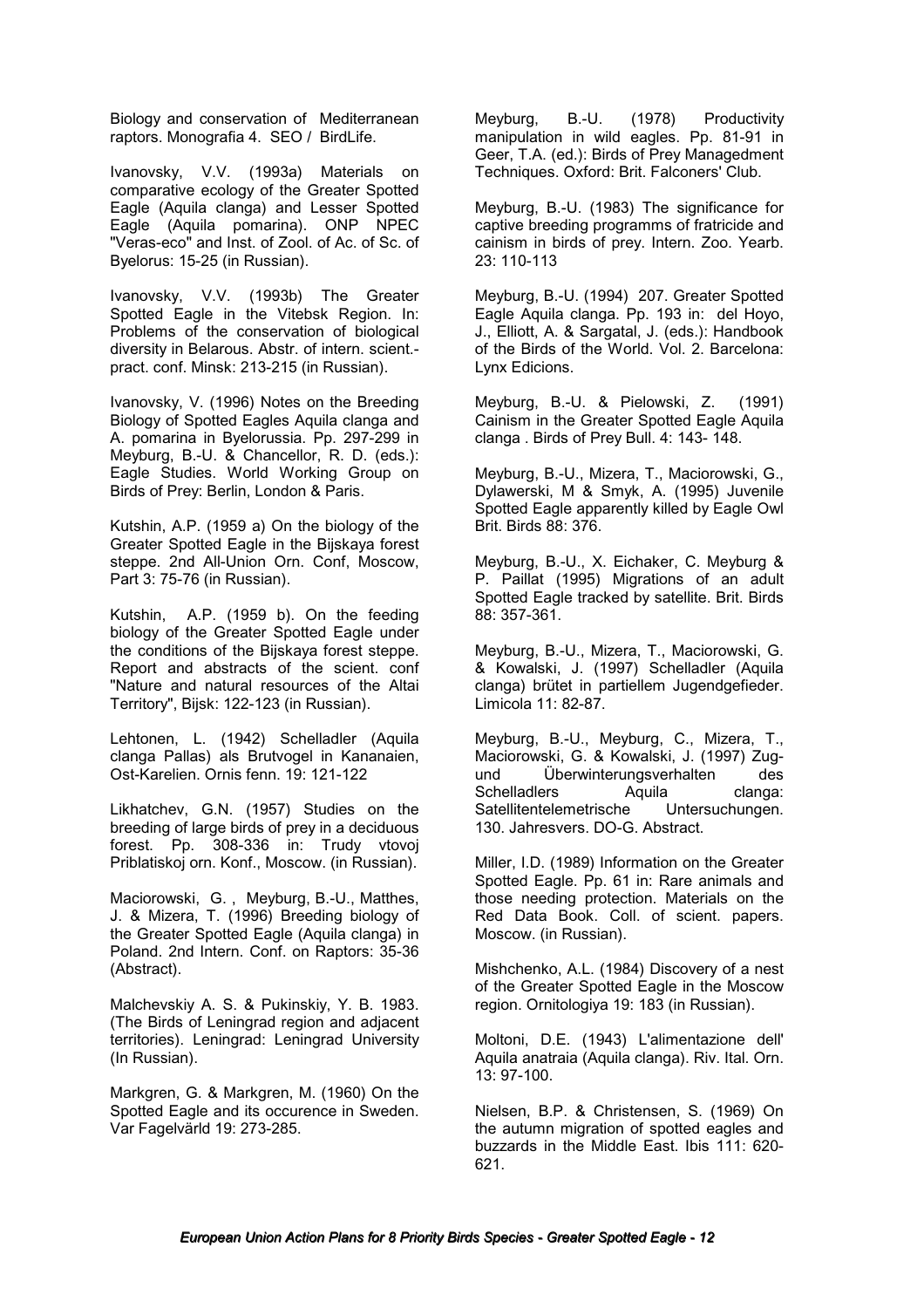Biology and conservation of Mediterranean raptors. Monografia 4. SEO / BirdLife.

Ivanovsky, V.V. (1993a) Materials on comparative ecology of the Greater Spotted Eagle (Aquila clanga) and Lesser Spotted Eagle (Aquila pomarina). ONP NPEC "Veras-eco" and Inst. of Zool. of Ac. of Sc. of Byelorus: 15-25 (in Russian).

Ivanovsky, V.V. (1993b) The Greater Spotted Eagle in the Vitebsk Region. In: Problems of the conservation of biological diversity in Belarous. Abstr. of intern. scient.-pract. conf. Minsk: 213-215 (in Russian).

Ivanovsky, V. (1996) Notes on the Breeding Biology of Spotted Eagles Aquila clanga and A. pomarina in Byelorussia. Pp. 297-299 in Meyburg, B.-U. & Chancellor, R. D. (eds.): Eagle Studies. World Working Group on Birds of Prey: Berlin, London & Paris.

Kutshin, A.P. (1959 a) On the biology of the Greater Spotted Eagle in the Bijskaya forest steppe. 2nd All-Union Orn. Conf, Moscow, Part 3: 75-76 (in Russian).

Kutshin, A.P. (1959 b). On the feeding biology of the Greater Spotted Eagle under the conditions of the Bijskaya forest steppe. Report and abstracts of the scient. conf "Nature and natural resources of the Altai Territory", Bijsk: 122-123 (in Russian).

Lehtonen, L. (1942) Schelladler (Aquila clanga Pallas) als Brutvogel in Kananaien, Ost-Karelien. Ornis fenn. 19: 121-122

Likhatchev, G.N. (1957) Studies on the breeding of large birds of prey in a deciduous forest. Pp. 308-336 in: Trudy vtovoj Priblatiskoj orn. Konf., Moscow. (in Russian).

Maciorowski, G. , Meyburg, B.-U., Matthes, J. & Mizera, T. (1996) Breeding biology of the Greater Spotted Eagle (Aquila clanga) in Poland. 2nd Intern. Conf. on Raptors: 35-36 (Abstract).

Malchevskiy A. S. & Pukinskiy, Y. B. 1983. (The Birds of Leningrad region and adjacent territories). Leningrad: Leningrad University (In Russian).

Markgren, G. & Markgren, M. (1960) On the Spotted Eagle and its occurence in Sweden. Var Fagelvärld 19: 273-285.

Meyburg, B.-U. (1978) Productivity manipulation in wild eagles. Pp. 81-91 in Geer, T.A. (ed.): Birds of Prey Managedment Techniques. Oxford: Brit. Falconers' Club.

Meyburg, B.-U. (1983) The significance for captive breeding programms of fratricide and cainism in birds of prey. Intern. Zoo. Yearb. 23: 110-113

Meyburg, B.-U. (1994) 207. Greater Spotted Eagle Aquila clanga. Pp. 193 in: del Hoyo, J., Elliott, A. & Sargatal, J. (eds.): Handbook of the Birds of the World. Vol. 2. Barcelona: Lynx Edicions.

Meyburg, B.-U. & Pielowski, Z. (1991) Cainism in the Greater Spotted Eagle Aquila clanga . Birds of Prey Bull. 4: 143- 148.

Meyburg, B.-U., Mizera, T., Maciorowski, G., Dylawerski, M & Smyk, A. (1995) Juvenile Spotted Eagle apparently killed by Eagle Owl Brit. Birds 88: 376.

Meyburg, B.-U., X. Eichaker, C. Meyburg & P. Paillat (1995) Migrations of an adult Spotted Eagle tracked by satellite. Brit. Birds 88: 357-361.

Meyburg, B.-U., Mizera, T., Maciorowski, G. & Kowalski, J. (1997) Schelladler (Aquila clanga) brütet in partiellem Jugendgefieder. Limicola 11: 82-87.

Meyburg, B.-U., Meyburg, C., Mizera, T., Maciorowski, G. & Kowalski, J. (1997) Zug- und Überwinterungsverhalten des Schelladlers Aquila clanga: Satellitentelemetrische Untersuchungen. 130. Jahresvers. DO-G. Abstract.

Miller, I.D. (1989) Information on the Greater Spotted Eagle. Pp. 61 in: Rare animals and those needing protection. Materials on the Red Data Book. Coll. of scient. papers. Moscow. (in Russian).

Mishchenko, A.L. (1984) Discovery of a nest of the Greater Spotted Eagle in the Moscow region. Ornitologiya 19: 183 (in Russian).

Moltoni, D.E. (1943) L'alimentazione dell' Aquila anatraia (Aquila clanga). Riv. Ital. Orn. 13: 97-100.

Nielsen, B.P. & Christensen, S. (1969) On the autumn migration of spotted eagles and buzzards in the Middle East. Ibis 111: 620-621.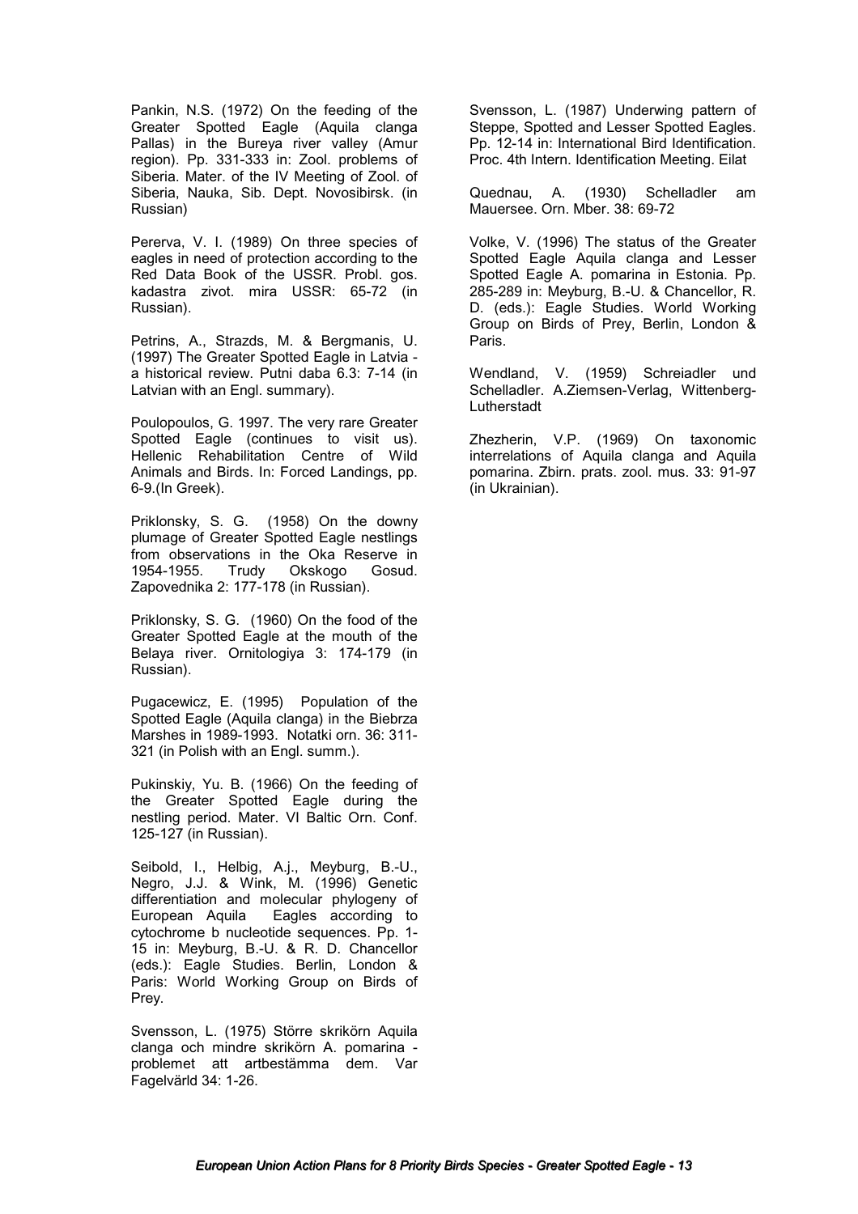Pankin, N.S. (1972) On the feeding of the Greater Spotted Eagle (Aquila clanga Pallas) in the Bureya river valley (Amur region). Pp. 331-333 in: Zool. problems of Siberia. Mater. of the IV Meeting of Zool. of Siberia, Nauka, Sib. Dept. Novosibirsk. (in Russian)

Pererva, V. I. (1989) On three species of eagles in need of protection according to the Red Data Book of the USSR. Probl. gos. kadastra zivot. mira USSR: 65-72 (in Russian).

Petrins, A., Strazds, M. & Bergmanis, U. (1997) The Greater Spotted Eagle in Latvia - a historical review. Putni daba 6.3: 7-14 (in Latvian with an Engl. summary).

Poulopoulos, G. 1997. The very rare Greater Spotted Eagle (continues to visit us). Hellenic Rehabilitation Centre of Wild Animals and Birds. In: Forced Landings, pp. 6-9.(In Greek).

Priklonsky, S. G. (1958) On the downy plumage of Greater Spotted Eagle nestlings from observations in the Oka Reserve in 1954-1955. Trudy Okskogo Gosud. Zapovednika 2: 177-178 (in Russian).

Priklonsky, S. G. (1960) On the food of the Greater Spotted Eagle at the mouth of the Belaya river. Ornitologiya 3: 174-179 (in Russian).

Pugacewicz, E. (1995) Population of the Spotted Eagle (Aquila clanga) in the Biebrza Marshes in 1989-1993. Notatki orn. 36: 311-321 (in Polish with an Engl. summ.).

Pukinskiy, Yu. B. (1966) On the feeding of the Greater Spotted Eagle during the nestling period. Mater. VI Baltic Orn. Conf. 125-127 (in Russian).

Seibold, I., Helbig, A.j., Meyburg, B.-U., Negro, J.J. & Wink, M. (1996) Genetic differentiation and molecular phylogeny of European Aquila Eagles according to cytochrome b nucleotide sequences. Pp. 1-15 in: Meyburg, B.-U. & R. D. Chancellor (eds.): Eagle Studies. Berlin, London & Paris: World Working Group on Birds of Prey.

Svensson, L. (1975) Större skrikörn Aquila clanga och mindre skrikörn A. pomarina - problemet att artbestämma dem. Var Fagelvärld 34: 1-26.

Svensson, L. (1987) Underwing pattern of Steppe, Spotted and Lesser Spotted Eagles. Pp. 12-14 in: International Bird Identification. Proc. 4th Intern. Identification Meeting. Eilat

Quednau, A. (1930) Schelladler am Mauersee. Orn. Mber. 38: 69-72

Volke, V. (1996) The status of the Greater Spotted Eagle Aquila clanga and Lesser Spotted Eagle A. pomarina in Estonia. Pp. 285-289 in: Meyburg, B.-U. & Chancellor, R. D. (eds.): Eagle Studies. World Working Group on Birds of Prey, Berlin, London & Paris.

Wendland, V. (1959) Schreiadler und Schelladler. A.Ziemsen-Verlag, Wittenberg-Lutherstadt

Zhezherin, V.P. (1969) On taxonomic interrelations of Aquila clanga and Aquila pomarina. Zbirn. prats. zool. mus. 33: 91-97 (in Ukrainian).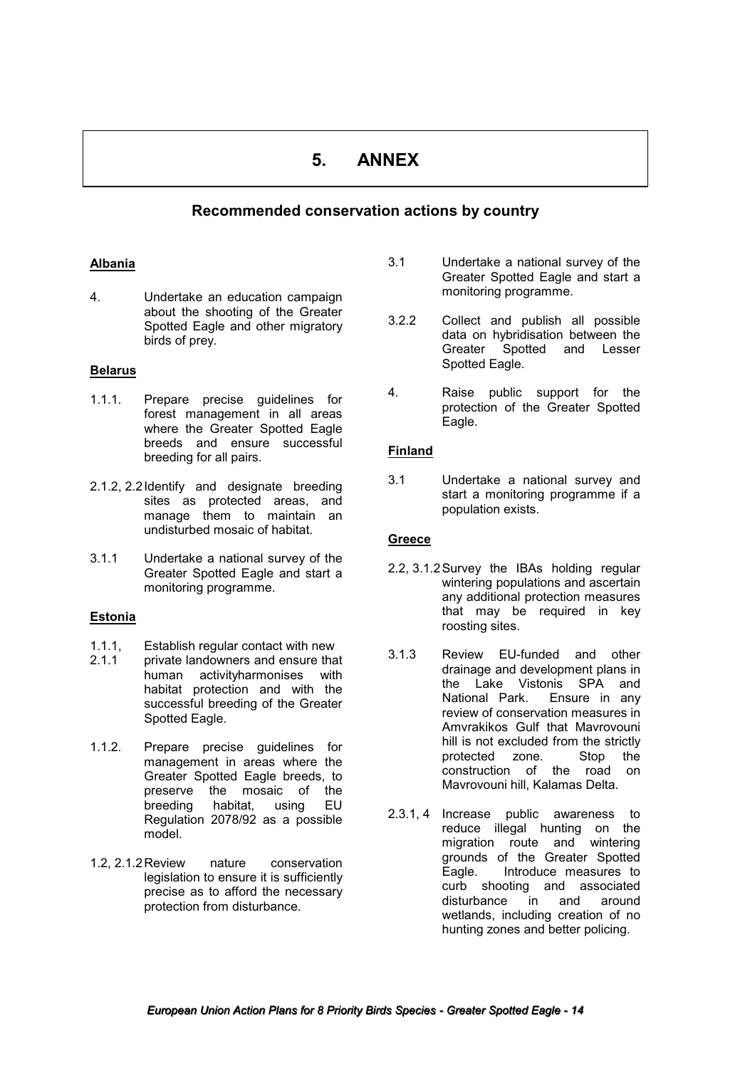# 5. ANNEX

## Recommended conservation actions by country

**Albania**

4. Undertake an education campaign about the shooting of the Greater Spotted Eagle and other migratory birds of prey.

**Belarus**

1.1.1. Prepare precise guidelines for forest management in all areas where the Greater Spotted Eagle breeds and ensure successful breeding for all pairs.

2.1.2, 2.2 Identify and designate breeding sites as protected areas, and manage them to maintain an undisturbed mosaic of habitat.

3.1.1 Undertake a national survey of the Greater Spotted Eagle and start a monitoring programme.

**Estonia**

1.1.1, 2.1.1 Establish regular contact with new private landowners and ensure that human activityharmonises with habitat protection and with the successful breeding of the Greater Spotted Eagle.

1.1.2. Prepare precise guidelines for management in areas where the Greater Spotted Eagle breeds, to preserve the mosaic of the breeding habitat, using EU Regulation 2078/92 as a possible model.

1.2, 2.1.2 Review nature conservation legislation to ensure it is sufficiently precise as to afford the necessary protection from disturbance.

3.1 Undertake a national survey of the Greater Spotted Eagle and start a monitoring programme.

3.2.2 Collect and publish all possible data on hybridisation between the Greater Spotted and Lesser Spotted Eagle.

4. Raise public support for the protection of the Greater Spotted Eagle.

**Finland**

3.1 Undertake a national survey and start a monitoring programme if a population exists.

**Greece**

2.2, 3.1.2 Survey the IBAs holding regular wintering populations and ascertain any additional protection measures that may be required in key roosting sites.

3.1.3 Review EU-funded and other drainage and development plans in the Lake Vistonis SPA and National Park. Ensure in any review of conservation measures in Amvrakikos Gulf that Mavrovouni hill is not excluded from the strictly protected zone. Stop the construction of the road on Mavrovouni hill, Kalamas Delta.

2.3.1, 4 Increase public awareness to reduce illegal hunting on the migration route and wintering grounds of the Greater Spotted Eagle. Introduce measures to curb shooting and associated disturbance in and around wetlands, including creation of no hunting zones and better policing.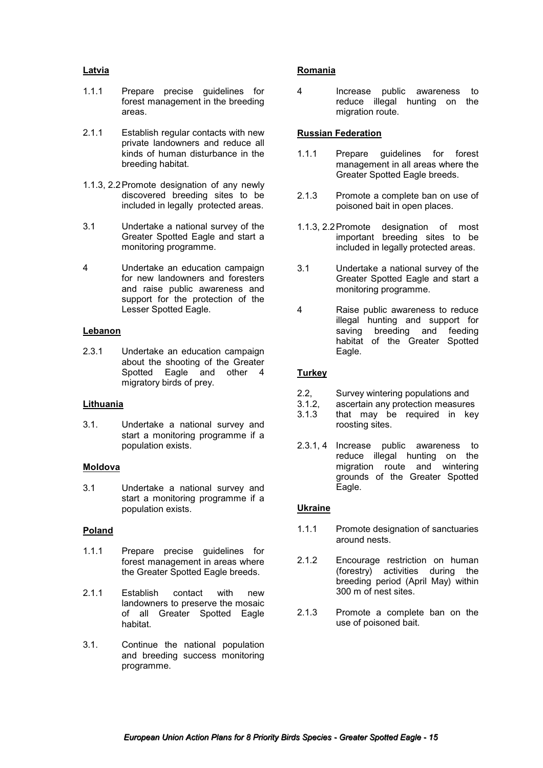**Latvia**

1.1.1 Prepare precise guidelines for forest management in the breeding areas.

2.1.1 Establish regular contacts with new private landowners and reduce all kinds of human disturbance in the breeding habitat.

1.1.3, 2.2 Promote designation of any newly discovered breeding sites to be included in legally protected areas.

3.1 Undertake a national survey of the Greater Spotted Eagle and start a monitoring programme.

4 Undertake an education campaign for new landowners and foresters and raise public awareness and support for the protection of the Lesser Spotted Eagle.

**Lebanon**

2.3.1 Undertake an education campaign about the shooting of the Greater Spotted Eagle and other 4 migratory birds of prey.

**Lithuania**

3.1. Undertake a national survey and start a monitoring programme if a population exists.

**Moldova**

3.1 Undertake a national survey and start a monitoring programme if a population exists.

**Poland**

1.1.1 Prepare precise guidelines for forest management in areas where the Greater Spotted Eagle breeds.

2.1.1 Establish contact with new landowners to preserve the mosaic of all Greater Spotted Eagle habitat.

3.1. Continue the national population and breeding success monitoring programme.

**Romania**

4 Increase public awareness to reduce illegal hunting on the migration route.

**Russian Federation**

1.1.1 Prepare guidelines for forest management in all areas where the Greater Spotted Eagle breeds.

2.1.3 Promote a complete ban on use of poisoned bait in open places.

1.1.3, 2.2 Promote designation of most important breeding sites to be included in legally protected areas.

3.1 Undertake a national survey of the Greater Spotted Eagle and start a monitoring programme.

4 Raise public awareness to reduce illegal hunting and support for saving breeding and feeding habitat of the Greater Spotted Eagle.

**Turkey**

2.2, 3.1.2, 3.1.3 Survey wintering populations and ascertain any protection measures that may be required in key roosting sites.

2.3.1, 4 Increase public awareness to reduce illegal hunting on the migration route and wintering grounds of the Greater Spotted Eagle.

**Ukraine**

1.1.1 Promote designation of sanctuaries around nests.

2.1.2 Encourage restriction on human (forestry) activities during the breeding period (April May) within 300 m of nest sites.

2.1.3 Promote a complete ban on the use of poisoned bait.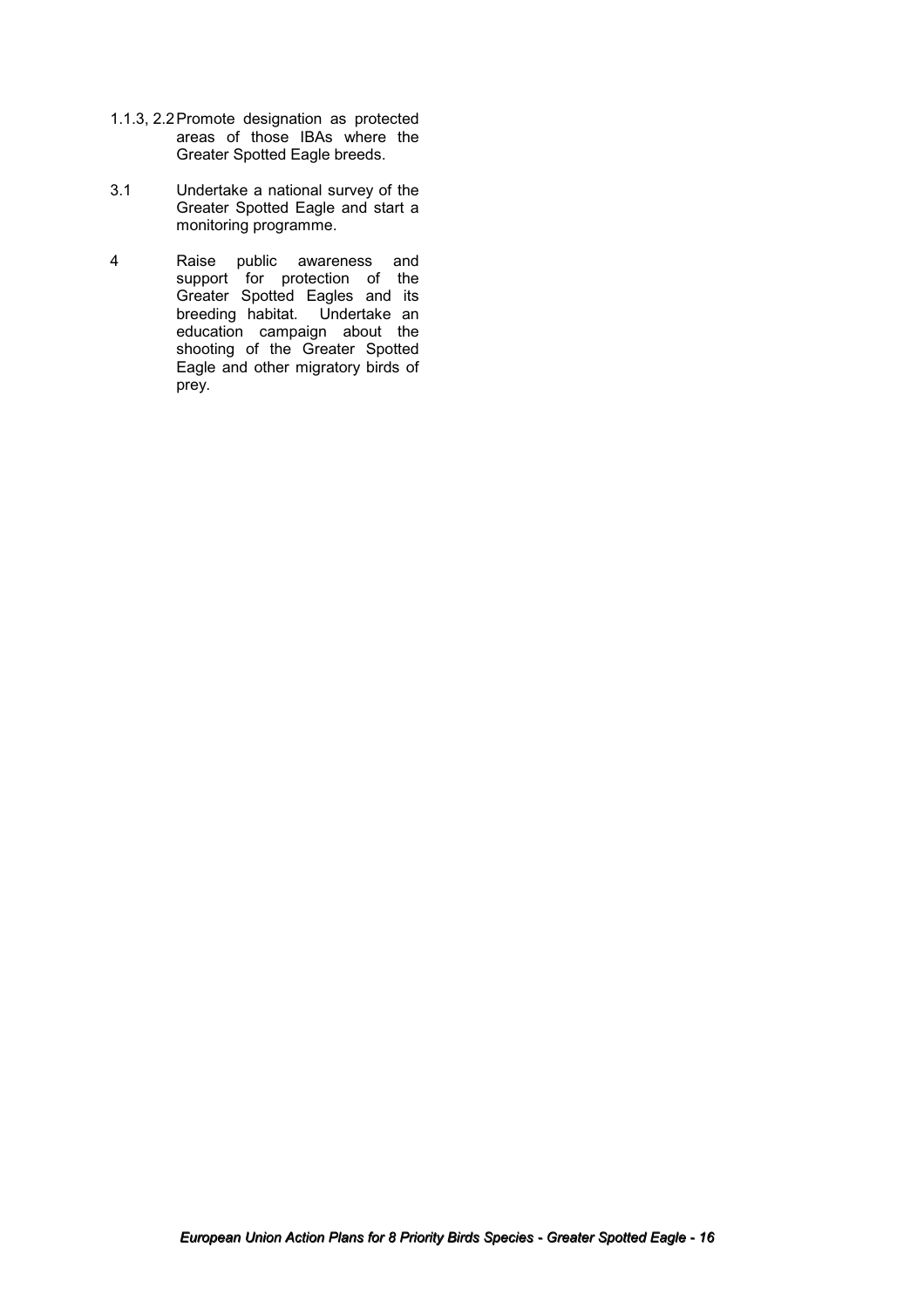| | |
|---|---|
| 1.1.3, 2.2 | Promote designation as protected areas of those IBAs where the Greater Spotted Eagle breeds. |
| 3.1 | Undertake a national survey of the Greater Spotted Eagle and start a monitoring programme. |
| 4 | Raise public awareness and support for protection of the Greater Spotted Eagles and its breeding habitat. Undertake an education campaign about the shooting of the Greater Spotted Eagle and other migratory birds of prey. |